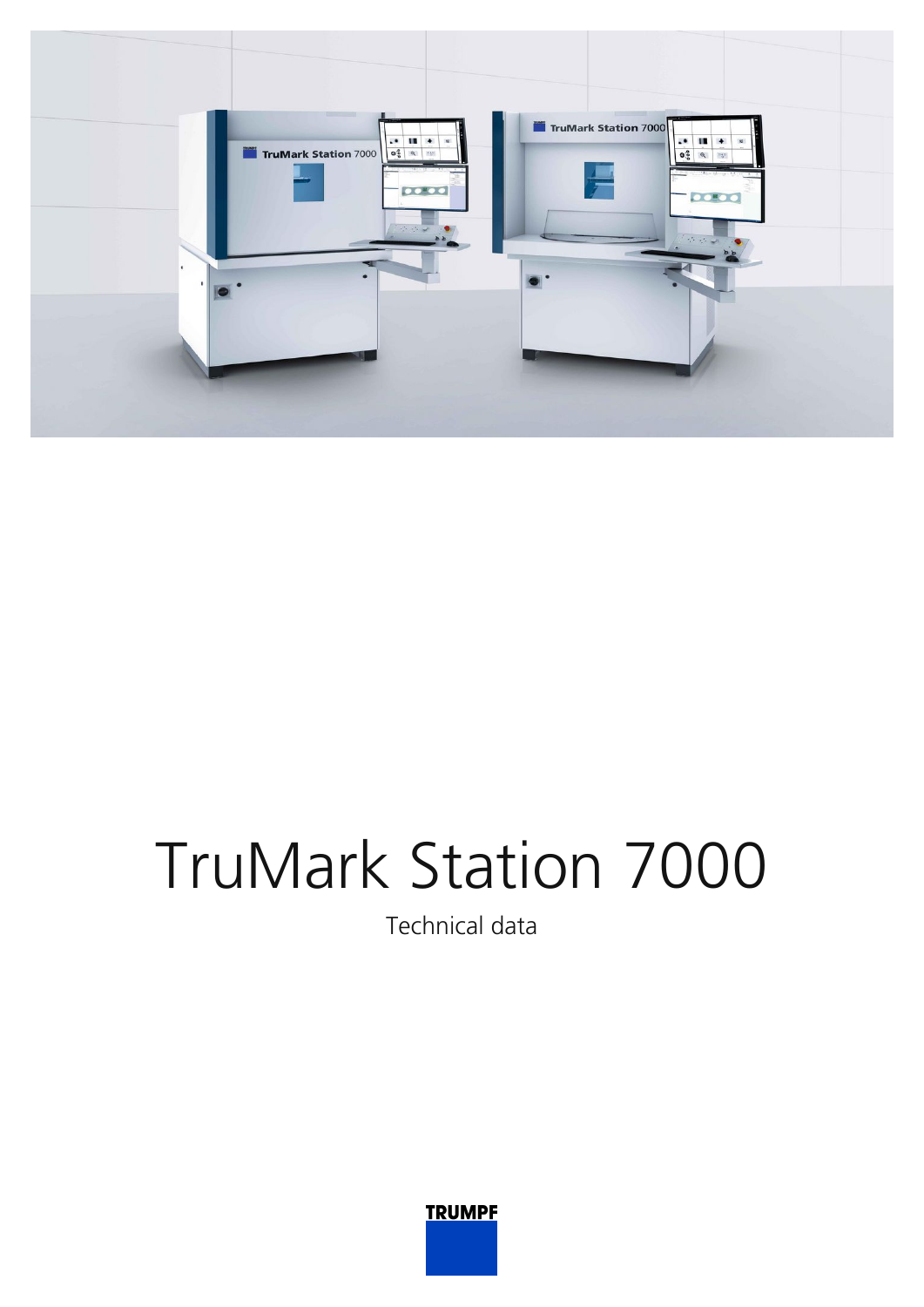# TruMark Station 7000

Technical data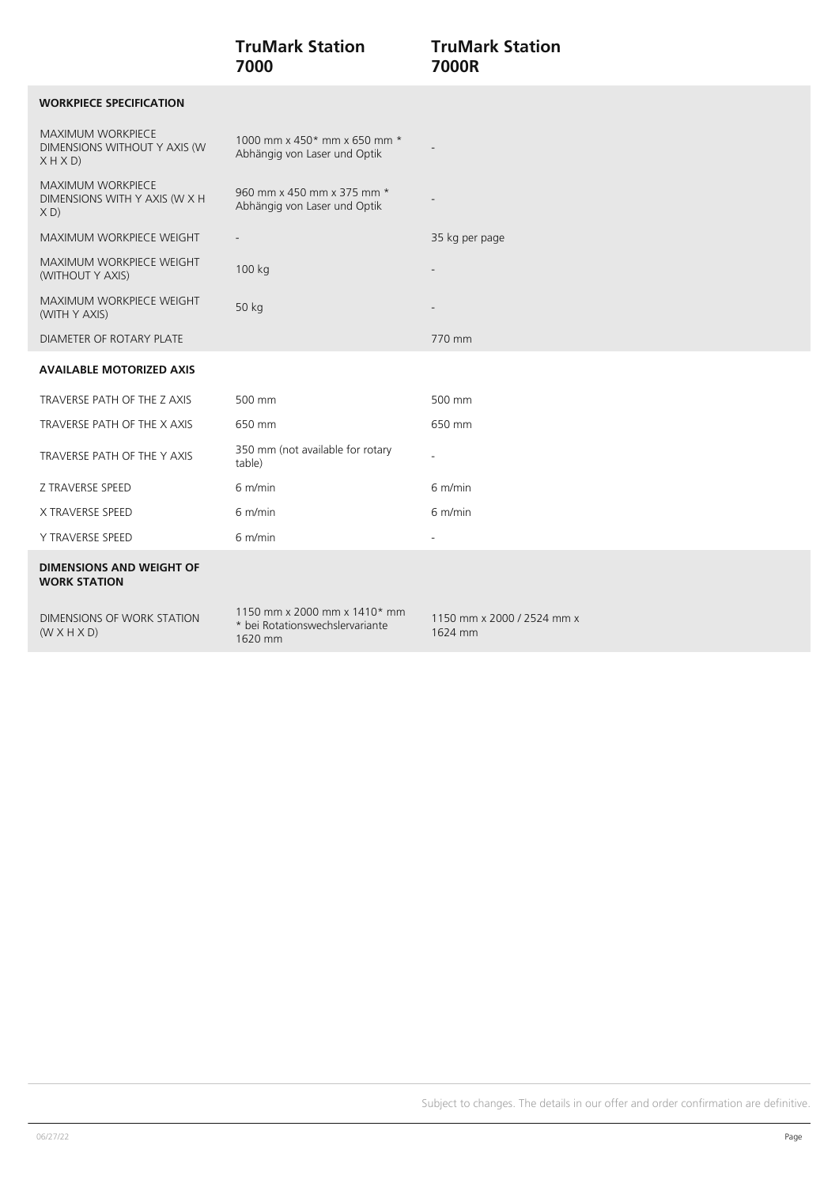| | TruMark Station 7000 | TruMark Station 7000R |
|---|---|---|
| **WORKPIECE SPECIFICATION** | | |
| MAXIMUM WORKPIECE DIMENSIONS WITHOUT Y AXIS (W X H X D) | 1000 mm x 450* mm x 650 mm * Abhängig von Laser und Optik | - |
| MAXIMUM WORKPIECE DIMENSIONS WITH Y AXIS (W X H X D) | 960 mm x 450 mm x 375 mm * Abhängig von Laser und Optik | - |
| MAXIMUM WORKPIECE WEIGHT | - | 35 kg per page |
| MAXIMUM WORKPIECE WEIGHT (WITHOUT Y AXIS) | 100 kg | - |
| MAXIMUM WORKPIECE WEIGHT (WITH Y AXIS) | 50 kg | - |
| DIAMETER OF ROTARY PLATE | | 770 mm |
| **AVAILABLE MOTORIZED AXIS** | | |
| TRAVERSE PATH OF THE Z AXIS | 500 mm | 500 mm |
| TRAVERSE PATH OF THE X AXIS | 650 mm | 650 mm |
| TRAVERSE PATH OF THE Y AXIS | 350 mm (not available for rotary table) | - |
| Z TRAVERSE SPEED | 6 m/min | 6 m/min |
| X TRAVERSE SPEED | 6 m/min | 6 m/min |
| Y TRAVERSE SPEED | 6 m/min | - |
| **DIMENSIONS AND WEIGHT OF WORK STATION** | | |
| DIMENSIONS OF WORK STATION (W X H X D) | 1150 mm x 2000 mm x 1410* mm * bei Rotationswechslervariante 1620 mm | 1150 mm x 2000 / 2524 mm x 1624 mm |

Subject to changes. The details in our offer and order confirmation are definitive.